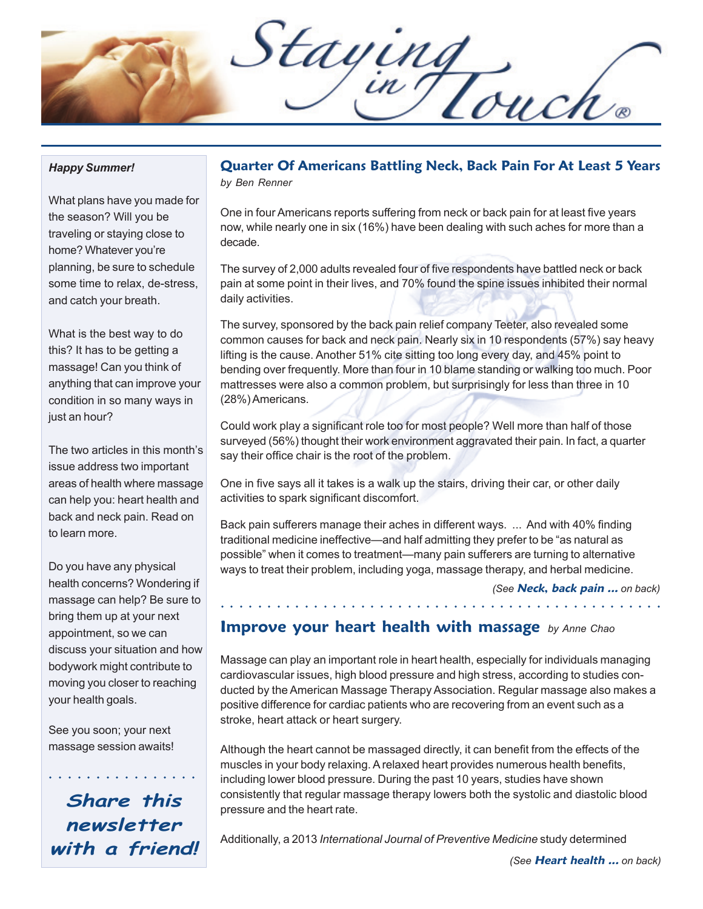# Staying in Touch®

***Happy Summer!***

What plans have you made for the season? Will you be traveling or staying close to home? Whatever you're planning, be sure to schedule some time to relax, de-stress, and catch your breath.

What is the best way to do this? It has to be getting a massage! Can you think of anything that can improve your condition in so many ways in just an hour?

The two articles in this month's issue address two important areas of health where massage can help you: heart health and back and neck pain. Read on to learn more.

Do you have any physical health concerns? Wondering if massage can help? Be sure to bring them up at your next appointment, so we can discuss your situation and how bodywork might contribute to moving you closer to reaching your health goals.

See you soon; your next massage session awaits!

***Share this newsletter with a friend!***

## Quarter Of Americans Battling Neck, Back Pain For At Least 5 Years

*by Ben Renner*

One in four Americans reports suffering from neck or back pain for at least five years now, while nearly one in six (16%) have been dealing with such aches for more than a decade.

The survey of 2,000 adults revealed four of five respondents have battled neck or back pain at some point in their lives, and 70% found the spine issues inhibited their normal daily activities.

The survey, sponsored by the back pain relief company Teeter, also revealed some common causes for back and neck pain. Nearly six in 10 respondents (57%) say heavy lifting is the cause. Another 51% cite sitting too long every day, and 45% point to bending over frequently. More than four in 10 blame standing or walking too much. Poor mattresses were also a common problem, but surprisingly for less than three in 10 (28%) Americans.

Could work play a significant role too for most people? Well more than half of those surveyed (56%) thought their work environment aggravated their pain. In fact, a quarter say their office chair is the root of the problem.

One in five says all it takes is a walk up the stairs, driving their car, or other daily activities to spark significant discomfort.

Back pain sufferers manage their aches in different ways. ... And with 40% finding traditional medicine ineffective—and half admitting they prefer to be "as natural as possible" when it comes to treatment—many pain sufferers are turning to alternative ways to treat their problem, including yoga, massage therapy, and herbal medicine.

*(See **Neck, back pain ...** on back)*

## Improve your heart health with massage *by Anne Chao*

Massage can play an important role in heart health, especially for individuals managing cardiovascular issues, high blood pressure and high stress, according to studies conducted by the American Massage Therapy Association. Regular massage also makes a positive difference for cardiac patients who are recovering from an event such as a stroke, heart attack or heart surgery.

Although the heart cannot be massaged directly, it can benefit from the effects of the muscles in your body relaxing. A relaxed heart provides numerous health benefits, including lower blood pressure. During the past 10 years, studies have shown consistently that regular massage therapy lowers both the systolic and diastolic blood pressure and the heart rate.

Additionally, a 2013 *International Journal of Preventive Medicine* study determined

*(See **Heart health ...** on back)*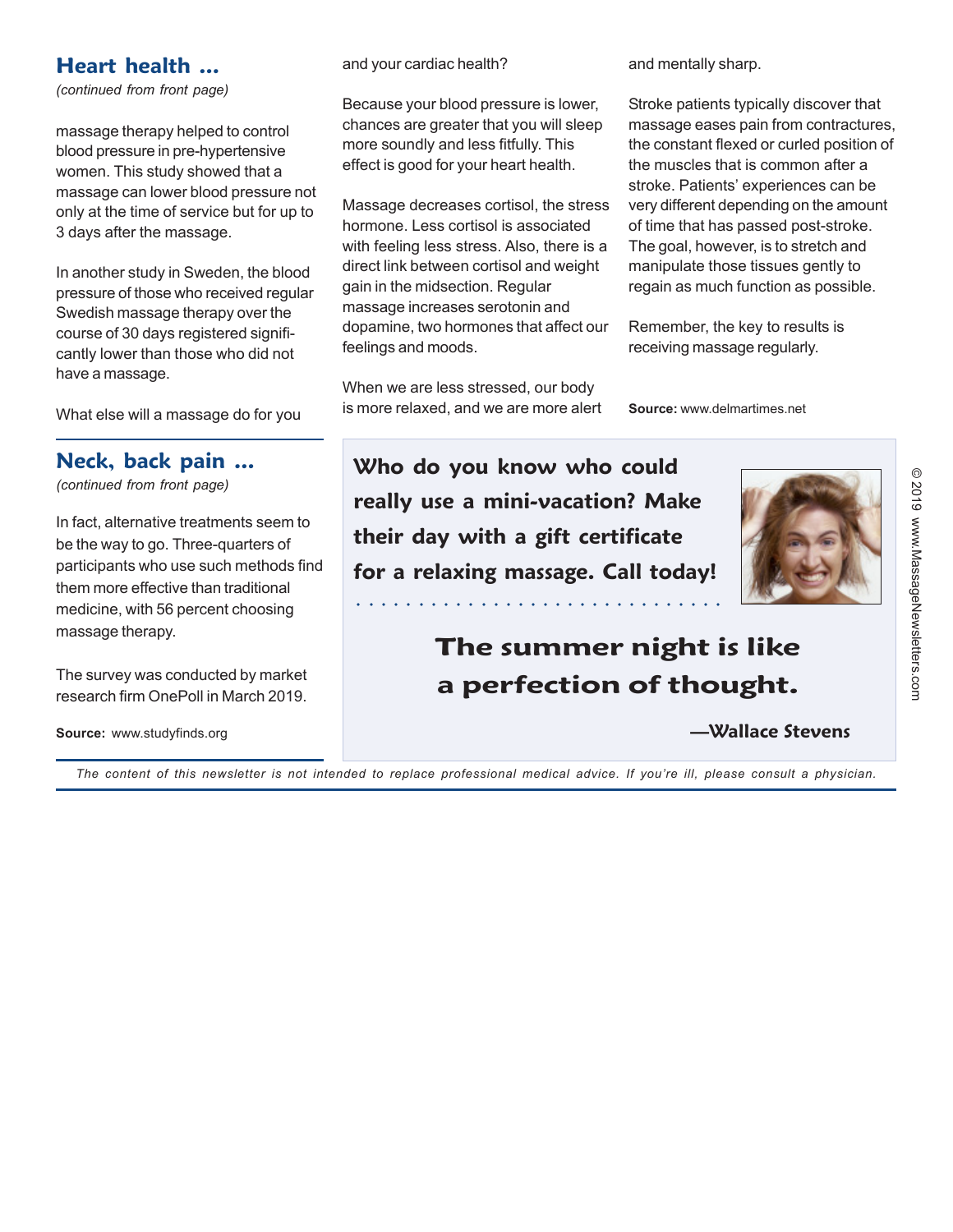## Heart health ...

*(continued from front page)*

massage therapy helped to control blood pressure in pre-hypertensive women. This study showed that a massage can lower blood pressure not only at the time of service but for up to 3 days after the massage.

In another study in Sweden, the blood pressure of those who received regular Swedish massage therapy over the course of 30 days registered significantly lower than those who did not have a massage.

What else will a massage do for you and your cardiac health?

Because your blood pressure is lower, chances are greater that you will sleep more soundly and less fitfully. This effect is good for your heart health.

Massage decreases cortisol, the stress hormone. Less cortisol is associated with feeling less stress. Also, there is a direct link between cortisol and weight gain in the midsection. Regular massage increases serotonin and dopamine, two hormones that affect our feelings and moods.

When we are less stressed, our body is more relaxed, and we are more alert and mentally sharp.

Stroke patients typically discover that massage eases pain from contractures, the constant flexed or curled position of the muscles that is common after a stroke. Patients' experiences can be very different depending on the amount of time that has passed post-stroke. The goal, however, is to stretch and manipulate those tissues gently to regain as much function as possible.

Remember, the key to results is receiving massage regularly.

**Source:** www.delmartimes.net

## Neck, back pain ...

*(continued from front page)*

In fact, alternative treatments seem to be the way to go. Three-quarters of participants who use such methods find them more effective than traditional medicine, with 56 percent choosing massage therapy.

The survey was conducted by market research firm OnePoll in March 2019.

**Source:** www.studyfinds.org

**Who do you know who could really use a mini-vacation? Make their day with a gift certificate for a relaxing massage. Call today!**

**The summer night is like a perfection of thought.**

**—Wallace Stevens**

© 2019 www.MassageNewsletters.com

*The content of this newsletter is not intended to replace professional medical advice. If you're ill, please consult a physician.*